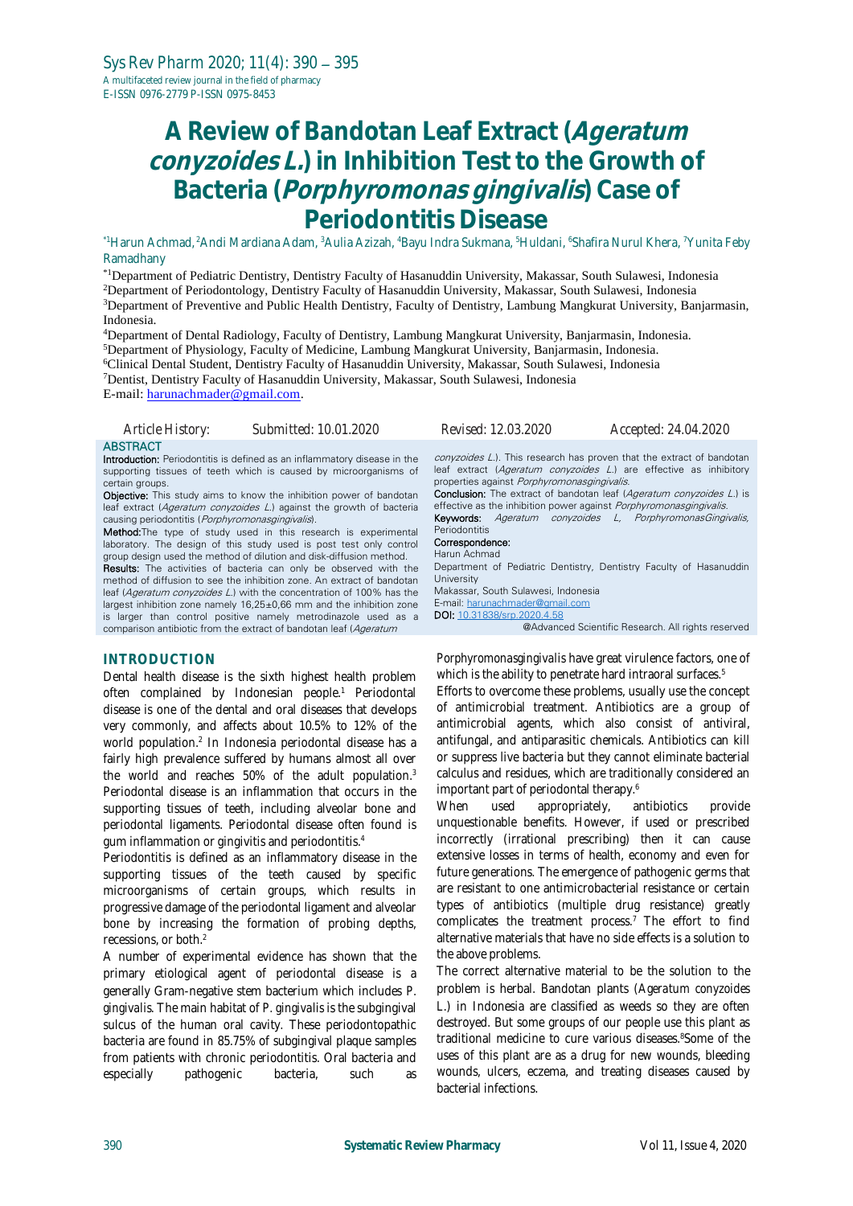# A Review of Bandotan Leaf Extract (*Ageratum conyzoides L.*) in Inhibition Test to the Growth of Bacteria (*Porphyromonas gingivalis*) Case of Periodontitis Disease

*[1]Harun Achmad, [2]Andi Mardiana Adam, [3]Aulia Azizah, [4]Bayu Indra Sukmana, [5]Huldani, [6]Shafira Nurul Khera, [7]Yunita Feby Ramadhany

*[1]Department of Pediatric Dentistry, Dentistry Faculty of Hasanuddin University, Makassar, South Sulawesi, Indonesia
[2]Department of Periodontology, Dentistry Faculty of Hasanuddin University, Makassar, South Sulawesi, Indonesia
[3]Department of Preventive and Public Health Dentistry, Faculty of Dentistry, Lambung Mangkurat University, Banjarmasin, Indonesia.
[4]Department of Dental Radiology, Faculty of Dentistry, Lambung Mangkurat University, Banjarmasin, Indonesia.
[5]Department of Physiology, Faculty of Medicine, Lambung Mangkurat University, Banjarmasin, Indonesia.
[6]Clinical Dental Student, Dentistry Faculty of Hasanuddin University, Makassar, South Sulawesi, Indonesia
[7]Dentist, Dentistry Faculty of Hasanuddin University, Makassar, South Sulawesi, Indonesia
E-mail: harunachmader@gmail.com.

*Article History:* Submitted: 10.01.2020 Revised: 12.03.2020 Accepted: 24.04.2020

## ABSTRACT

**Introduction:** Periodontitis is defined as an inflammatory disease in the supporting tissues of teeth which is caused by microorganisms of certain groups.
**Objective:** This study aims to know the inhibition power of bandotan leaf extract (*Ageratum conyzoides L.*) against the growth of bacteria causing periodontitis (*Porphyromonasgingivalis*).
**Method:** The type of study used in this research is experimental laboratory. The design of this study used is post test only control group design used the method of dilution and disk-diffusion method.
**Results:** The activities of bacteria can only be observed with the method of diffusion to see the inhibition zone. An extract of bandotan leaf (*Ageratum conyzoides L.*) with the concentration of 100% has the largest inhibition zone namely 16,25±0,66 mm and the inhibition zone is larger than control positive namely metrodinazole used as a comparison antibiotic from the extract of bandotan leaf (*Ageratum conyzoides L.*). This research has proven that the extract of bandotan leaf extract (*Ageratum conyzoides L.*) are effective as inhibitory properties against *Porphyromonasgingivalis*.
**Conclusion:** The extract of bandotan leaf (*Ageratum conyzoides L.*) is effective as the inhibition power against *Porphyromonasgingivalis*.
**Keywords:** *Ageratum conyzoides L, PorphyromonasGingivalis*, Periodontitis

**Correspondence:**
Harun Achmad
Department of Pediatric Dentistry, Dentistry Faculty of Hasanuddin University
Makassar, South Sulawesi, Indonesia
E-mail: harunachmader@gmail.com
**DOI:** 10.31838/srp.2020.4.58

@Advanced Scientific Research. All rights reserved

## INTRODUCTION

Dental health disease is the sixth highest health problem often complained by Indonesian people.[1] Periodontal disease is one of the dental and oral diseases that develops very commonly, and affects about 10.5% to 12% of the world population.[2] In Indonesia periodontal disease has a fairly high prevalence suffered by humans almost all over the world and reaches 50% of the adult population.[3] Periodontal disease is an inflammation that occurs in the supporting tissues of teeth, including alveolar bone and periodontal ligaments. Periodontal disease often found is gum inflammation or gingivitis and periodontitis.[4]

Periodontitis is defined as an inflammatory disease in the supporting tissues of the teeth caused by specific microorganisms of certain groups, which results in progressive damage of the periodontal ligament and alveolar bone by increasing the formation of probing depths, recessions, or both.[2]

A number of experimental evidence has shown that the primary etiological agent of periodontal disease is a generally Gram-negative stem bacterium which includes *P. gingivalis*. The main habitat of *P. gingivalis* is the subgingival sulcus of the human oral cavity. These periodontopathic bacteria are found in 85.75% of subgingival plaque samples from patients with chronic periodontitis. Oral bacteria and especially pathogenic bacteria, such as *Porphyromonasgingivalis* have great virulence factors, one of which is the ability to penetrate hard intraoral surfaces.[5]

Efforts to overcome these problems, usually use the concept of antimicrobial treatment. Antibiotics are a group of antimicrobial agents, which also consist of antiviral, antifungal, and antiparasitic chemicals. Antibiotics can kill or suppress live bacteria but they cannot eliminate bacterial calculus and residues, which are traditionally considered an important part of periodontal therapy.[6]

When used appropriately, antibiotics provide unquestionable benefits. However, if used or prescribed incorrectly (irrational prescribing) then it can cause extensive losses in terms of health, economy and even for future generations. The emergence of pathogenic germs that are resistant to one antimicrobacterial resistance or certain types of antibiotics (multiple drug resistance) greatly complicates the treatment process.[7] The effort to find alternative materials that have no side effects is a solution to the above problems.

The correct alternative material to be the solution to the problem is herbal. Bandotan plants (*Ageratum conyzoides L.*) in Indonesia are classified as weeds so they are often destroyed. But some groups of our people use this plant as traditional medicine to cure various diseases.[8] Some of the uses of this plant are as a drug for new wounds, bleeding wounds, ulcers, eczema, and treating diseases caused by bacterial infections.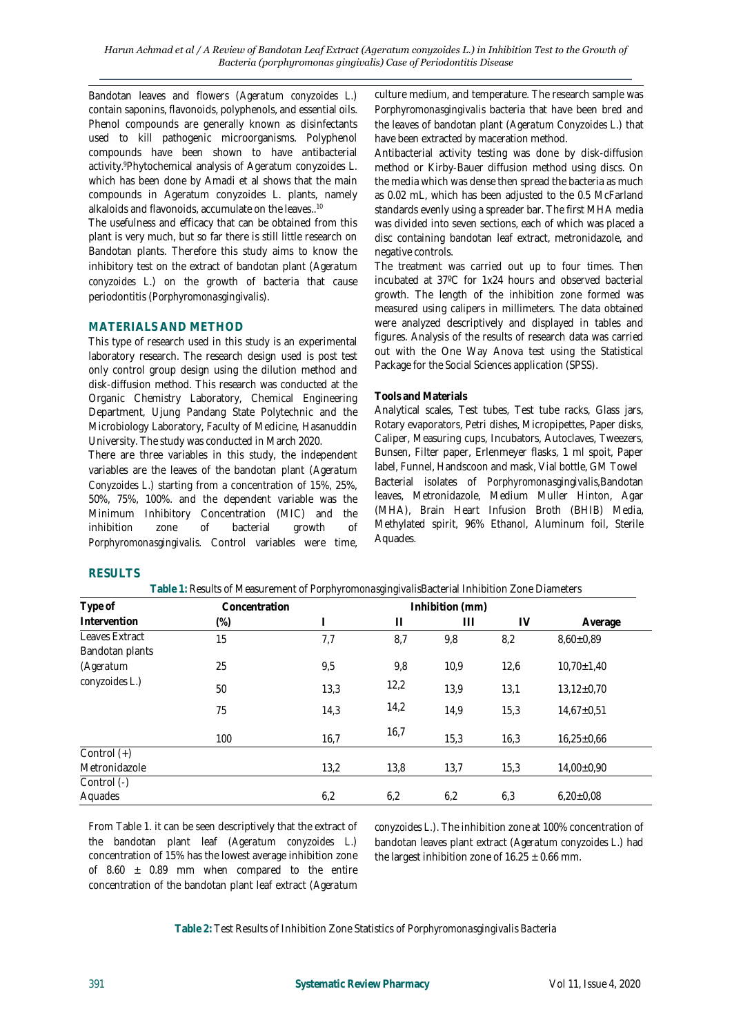Bandotan leaves and flowers (*Ageratum conyzoides L.*) contain saponins, flavonoids, polyphenols, and essential oils. Phenol compounds are generally known as disinfectants used to kill pathogenic microorganisms. Polyphenol compounds have been shown to have antibacterial activity.[9]Phytochemical analysis of Ageratum conyzoides L. which has been done by Amadi et al shows that the main compounds in Ageratum conyzoides L. plants, namely alkaloids and flavonoids, accumulate on the leaves..[10]

The usefulness and efficacy that can be obtained from this plant is very much, but so far there is still little research on Bandotan plants. Therefore this study aims to know the inhibitory test on the extract of bandotan plant (*Ageratum conyzoides L.*) on the growth of bacteria that cause periodontitis (*Porphyromonasgingivalis*).

## MATERIALS AND METHOD

This type of research used in this study is an experimental laboratory research. The research design used is post test only control group design using the dilution method and disk-diffusion method. This research was conducted at the Organic Chemistry Laboratory, Chemical Engineering Department, Ujung Pandang State Polytechnic and the Microbiology Laboratory, Faculty of Medicine, Hasanuddin University. The study was conducted in March 2020.

There are three variables in this study, the independent variables are the leaves of the bandotan plant (*Ageratum Conyzoides L.*) starting from a concentration of 15%, 25%, 50%, 75%, 100%. and the dependent variable was the Minimum Inhibitory Concentration (MIC) and the inhibition zone of bacterial growth of *Porphyromonasgingivalis*. Control variables were time, culture medium, and temperature. The research sample was *Porphyromonasgingivalis* bacteria that have been bred and the leaves of bandotan plant (*Ageratum Conyzoides L.*) that have been extracted by maceration method.

Antibacterial activity testing was done by disk-diffusion method or Kirby-Bauer diffusion method using discs. On the media which was dense then spread the bacteria as much as 0.02 mL, which has been adjusted to the 0.5 McFarland standards evenly using a spreader bar. The first MHA media was divided into seven sections, each of which was placed a disc containing bandotan leaf extract, metronidazole, and negative controls.

The treatment was carried out up to four times. Then incubated at 37ºC for 1x24 hours and observed bacterial growth. The length of the inhibition zone formed was measured using calipers in millimeters. The data obtained were analyzed descriptively and displayed in tables and figures. Analysis of the results of research data was carried out with the One Way Anova test using the Statistical Package for the Social Sciences application (SPSS).

### Tools and Materials

Analytical scales, Test tubes, Test tube racks, Glass jars, Rotary evaporators, Petri dishes, Micropipettes, Paper disks, Caliper, Measuring cups, Incubators, Autoclaves, Tweezers, Bunsen, Filter paper, Erlenmeyer flasks, 1 ml spoit, Paper label, Funnel, Handscoon and mask, Vial bottle, GM Towel Bacterial isolates of *Porphyromonasgingivalis*,Bandotan leaves, Metronidazole, Medium Muller Hinton, Agar (MHA), Brain Heart Infusion Broth (BHIB) Media, Methylated spirit, 96% Ethanol, Aluminum foil, Sterile Aquades.

## RESULTS

**Table 1:** Results of Measurement of *Porphyromonasgingivalis*Bacterial Inhibition Zone Diameters

| Type of Intervention | Concentration (%) | Inhibition (mm) I | II | III | IV | Average |
|---|---|---|---|---|---|---|
| Leaves Extract Bandotan plants (*Ageratum conyzoides L.*) | 15 | 7,7 | 8,7 | 9,8 | 8,2 | 8,60±0,89 |
| | 25 | 9,5 | 9,8 | 10,9 | 12,6 | 10,70±1,40 |
| | 50 | 13,3 | 12,2 | 13,9 | 13,1 | 13,12±0,70 |
| | 75 | 14,3 | 14,2 | 14,9 | 15,3 | 14,67±0,51 |
| | 100 | 16,7 | 16,7 | 15,3 | 16,3 | 16,25±0,66 |
| Control (+) Metronidazole | | 13,2 | 13,8 | 13,7 | 15,3 | 14,00±0,90 |
| Control (-) Aquades | | 6,2 | 6,2 | 6,2 | 6,3 | 6,20±0,08 |

From Table 1. it can be seen descriptively that the extract of the bandotan plant leaf (*Ageratum conyzoides L.*) concentration of 15% has the lowest average inhibition zone of 8.60 ± 0.89 mm when compared to the entire concentration of the bandotan plant leaf extract (*Ageratum conyzoides L.*). The inhibition zone at 100% concentration of bandotan leaves plant extract (*Ageratum conyzoides L.*) had the largest inhibition zone of 16.25 ± 0.66 mm.

**Table 2:** Test Results of Inhibition Zone Statistics of *Porphyromonasgingivalis* Bacteria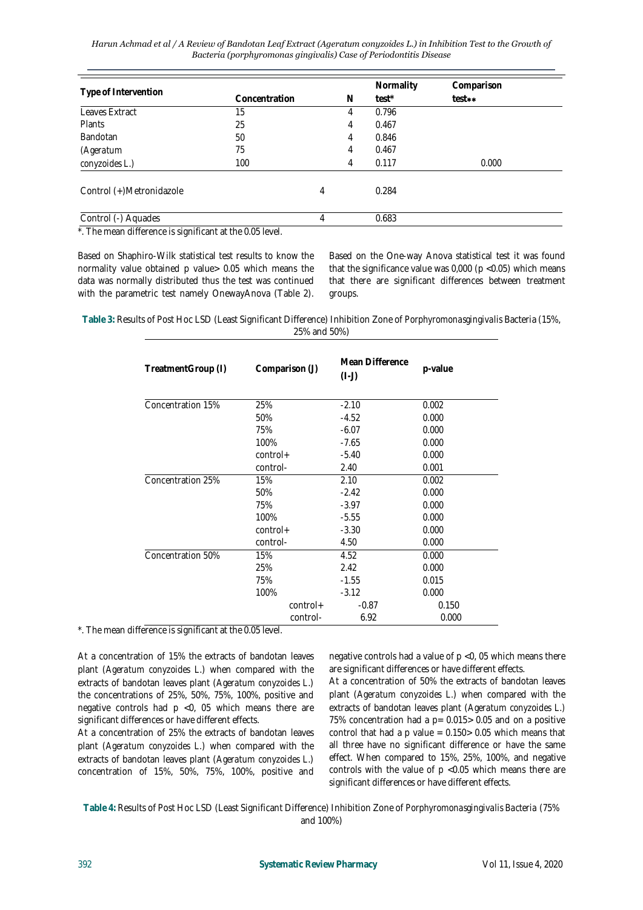| Type of Intervention | Concentration | N | Normality test* | Comparison test** |
|---|---|---|---|---|
| Leaves Extract | 15 | 4 | 0.796 | |
| Plants | 25 | 4 | 0.467 | |
| Bandotan | 50 | 4 | 0.846 | |
| (Ageratum | 75 | 4 | 0.467 | |
| conyzoides L.) | 100 | 4 | 0.117 | 0.000 |
| Control (+)Metronidazole | | 4 | 0.284 | |
| Control (-) Aquades | | 4 | 0.683 | |

*. The mean difference is significant at the 0.05 level.

Based on Shaphiro-Wilk statistical test results to know the normality value obtained p value> 0.05 which means the data was normally distributed thus the test was continued with the parametric test namely OnewayAnova (Table 2).

Based on the One-way Anova statistical test it was found that the significance value was 0,000 (p <0.05) which means that there are significant differences between treatment groups.

**Table 3:** Results of Post Hoc LSD (Least Significant Difference) Inhibition Zone of *Porphyromonasgingivalis* Bacteria (15%, 25% and 50%)

| TreatmentGroup (I) | Comparison (J) | Mean Difference (I-J) | p-value |
|---|---|---|---|
| Concentration 15% | 25% | -2.10 | 0.002 |
| | 50% | -4.52 | 0.000 |
| | 75% | -6.07 | 0.000 |
| | 100% | -7.65 | 0.000 |
| | control+ | -5.40 | 0.000 |
| | control- | 2.40 | 0.001 |
| Concentration 25% | 15% | 2.10 | 0.002 |
| | 50% | -2.42 | 0.000 |
| | 75% | -3.97 | 0.000 |
| | 100% | -5.55 | 0.000 |
| | control+ | -3.30 | 0.000 |
| | control- | 4.50 | 0.000 |
| Concentration 50% | 15% | 4.52 | 0.000 |
| | 25% | 2.42 | 0.000 |
| | 75% | -1.55 | 0.015 |
| | 100% | -3.12 | 0.000 |
| | control+ | -0.87 | 0.150 |
| | control- | 6.92 | 0.000 |

*. The mean difference is significant at the 0.05 level.

At a concentration of 15% the extracts of bandotan leaves plant (*Ageratum conyzoides L.*) when compared with the extracts of bandotan leaves plant (*Ageratum conyzoides L.*) the concentrations of 25%, 50%, 75%, 100%, positive and negative controls had p <0, 05 which means there are significant differences or have different effects.

At a concentration of 25% the extracts of bandotan leaves plant (*Ageratum conyzoides L.*) when compared with the extracts of bandotan leaves plant (*Ageratum conyzoides L.*) concentration of 15%, 50%, 75%, 100%, positive and negative controls had a value of p <0, 05 which means there are significant differences or have different effects.

At a concentration of 50% the extracts of bandotan leaves plant (*Ageratum conyzoides L.*) when compared with the extracts of bandotan leaves plant (*Ageratum conyzoides L.*) 75% concentration that had a p= 0.015> 0.05 and on a positive control that had a p value = 0.150> 0.05 which means that all three have no significant difference or have the same effect. When compared to 15%, 25%, 100%, and negative controls with the value of p <0.05 which means there are significant differences or have different effects.

**Table 4:** Results of Post Hoc LSD (Least Significant Difference) Inhibition Zone of *Porphyromonasgingivalis Bacteria* (75% and 100%)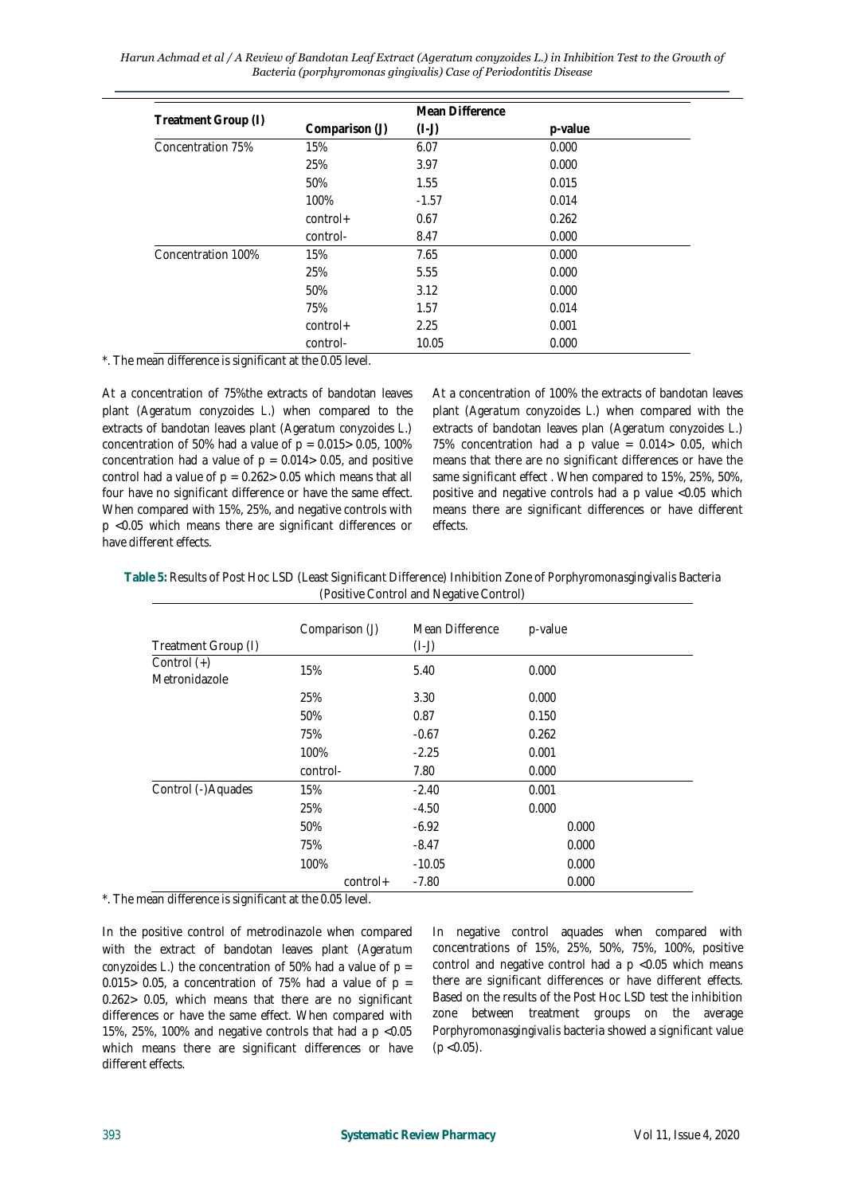| Treatment Group (I) | Comparison (J) | Mean Difference (I-J) | p-value |
|---|---|---|---|
| Concentration 75% | 15% | 6.07 | 0.000 |
| | 25% | 3.97 | 0.000 |
| | 50% | 1.55 | 0.015 |
| | 100% | -1.57 | 0.014 |
| | control+ | 0.67 | 0.262 |
| | control- | 8.47 | 0.000 |
| Concentration 100% | 15% | 7.65 | 0.000 |
| | 25% | 5.55 | 0.000 |
| | 50% | 3.12 | 0.000 |
| | 75% | 1.57 | 0.014 |
| | control+ | 2.25 | 0.001 |
| | control- | 10.05 | 0.000 |

*. The mean difference is significant at the 0.05 level.

At a concentration of 75%the extracts of bandotan leaves plant (*Ageratum conyzoides L.*) when compared to the extracts of bandotan leaves plant (*Ageratum conyzoides L.*) concentration of 50% had a value of p = 0.015> 0.05, 100% concentration had a value of p = 0.014> 0.05, and positive control had a value of p = 0.262> 0.05 which means that all four have no significant difference or have the same effect. When compared with 15%, 25%, and negative controls with p <0.05 which means there are significant differences or have different effects.

At a concentration of 100% the extracts of bandotan leaves plant (*Ageratum conyzoides L.*) when compared with the extracts of bandotan leaves plan (*Ageratum conyzoides L.*) 75% concentration had a p value = 0.014> 0.05, which means that there are no significant differences or have the same significant effect . When compared to 15%, 25%, 50%, positive and negative controls had a p value <0.05 which means there are significant differences or have different effects.

**Table 5:** Results of Post Hoc LSD (Least Significant Difference) Inhibition Zone of *Porphyromonasgingivalis* Bacteria (Positive Control and Negative Control)

| Treatment Group (I) | Comparison (J) | Mean Difference (I-J) | p-value |
|---|---|---|---|
| Control (+) Metronidazole | 15% | 5.40 | 0.000 |
| | 25% | 3.30 | 0.000 |
| | 50% | 0.87 | 0.150 |
| | 75% | -0.67 | 0.262 |
| | 100% | -2.25 | 0.001 |
| | control- | 7.80 | 0.000 |
| Control (-)Aquades | 15% | -2.40 | 0.001 |
| | 25% | -4.50 | 0.000 |
| | 50% | -6.92 | 0.000 |
| | 75% | -8.47 | 0.000 |
| | 100% | -10.05 | 0.000 |
| | control+ | -7.80 | 0.000 |

*. The mean difference is significant at the 0.05 level.

In the positive control of metrodinazole when compared with the extract of bandotan leaves plant (*Ageratum conyzoides L.*) the concentration of 50% had a value of p = 0.015> 0.05, a concentration of 75% had a value of p = 0.262> 0.05, which means that there are no significant differences or have the same effect. When compared with 15%, 25%, 100% and negative controls that had a p <0.05 which means there are significant differences or have different effects.

In negative control aquades when compared with concentrations of 15%, 25%, 50%, 75%, 100%, positive control and negative control had a p <0.05 which means there are significant differences or have different effects. Based on the results of the Post Hoc LSD test the inhibition zone between treatment groups on the average *Porphyromonasgingivalis* bacteria showed a significant value (p <0.05).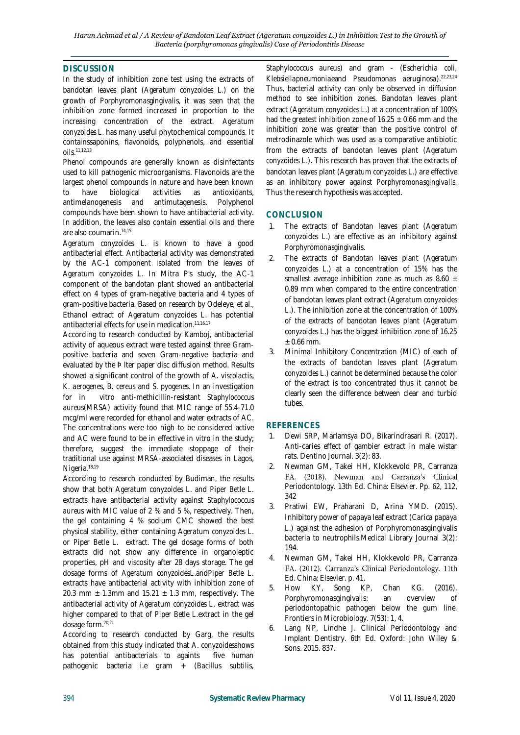## DISCUSSION

In the study of inhibition zone test using the extracts of bandotan leaves plant (*Ageratum conyzoides* L.) on the growth of *Porphyromonasgingivalis*, it was seen that the inhibition zone formed increased in proportion to the increasing concentration of the extract. *Ageratum conyzoides* L. has many useful phytochemical compounds. It containssaponins, flavonoids, polyphenols, and essential oils.[11,12,13]

Phenol compounds are generally known as disinfectants used to kill pathogenic microorganisms. Flavonoids are the largest phenol compounds in nature and have been known to have biological activities as antioxidants, antimelanogenesis and antimutagenesis. Polyphenol compounds have been shown to have antibacterial activity. In addition, the leaves also contain essential oils and there are also coumarin.[14,15]

*Ageratum conyzoides* L. is known to have a good antibacterial effect. Antibacterial activity was demonstrated by the AC-1 component isolated from the leaves of *Ageratum conyzoides* L. In Mitra P's study, the AC-1 component of the bandotan plant showed an antibacterial effect on 4 types of gram-negative bacteria and 4 types of gram-positive bacteria. Based on research by Odeleye, et al., Ethanol extract of *Ageratum conyzoides* L. has potential antibacterial effects for use in medication.[11,16,17]

According to research conducted by Kamboj, antibacterial activity of aqueous extract were tested against three Gram-positive bacteria and seven Gram-negative bacteria and evaluated by the Þlter paper disc diffusion method. Results showed a significant control of the growth of *A. viscolactis*, *K. aerogenes*, *B. cereus* and *S. pyogenes*. In an investigation for in vitro anti-methicillin-resistant *Staphylococcus aureus*(MRSA) activity found that MIC range of 55.4-71.0 mcg/ml were recorded for ethanol and water extracts of AC. The concentrations were too high to be considered active and AC were found to be in effective in vitro in the study; therefore, suggest the immediate stoppage of their traditional use against MRSA-associated diseases in Lagos, Nigeria.[18,19]

According to research conducted by Budiman, the results show that both *Ageratum conyzoides* L. and *Piper Betle* L. extracts have antibacterial activity against *Staphylococcus aureus* with MIC value of 2 % and 5 %, respectively. Then, the gel containing 4 % sodium CMC showed the best physical stability, either containing *Ageratum conyzoides* L. or *Piper Betle* L. extract. The gel dosage forms of both extracts did not show any difference in organoleptic properties, pH and viscosity after 28 days storage. The gel dosage forms of *Ageratum conyzoides*L.and*Piper Betle* L. extracts have antibacterial activity with inhibition zone of 20.3 mm ± 1.3mm and 15.21 ± 1.3 mm, respectively. The antibacterial activity of *Ageratum conyzoides* L. extract was higher compared to that of *Piper Betle* L.extract in the gel dosage form.[20,21]

According to research conducted by Garg, the results obtained from this study indicated that *A. conyzoides*shows has potential antibacterials to againts five human pathogenic bacteria i.e gram + (*Bacillus subtilis*, *Staphylococcus aureus*) and gram - (*Escherichia coli*, *Klebsiellapneumoniae*and *Pseudomonas aeruginosa*).[22,23,24] Thus, bacterial activity can only be observed in diffusion method to see inhibition zones. Bandotan leaves plant extract (*Ageratum conyzoides* L.) at a concentration of 100% had the greatest inhibition zone of 16.25 ± 0.66 mm and the inhibition zone was greater than the positive control of metrodinazole which was used as a comparative antibiotic from the extracts of bandotan leaves plant (*Ageratum conyzoides* L.). This research has proven that the extracts of bandotan leaves plant (*Ageratum conyzoides* L.) are effective as an inhibitory power against *Porphyromonasgingivalis*. Thus the research hypothesis was accepted.

## CONCLUSION

1. The extracts of Bandotan leaves plant (*Ageratum conyzoides* L.) are effective as an inhibitory against *Porphyromonasgingivalis*.
2. The extracts of Bandotan leaves plant (*Ageratum conyzoides* L.) at a concentration of 15% has the smallest average inhibition zone as much as 8.60 ± 0.89 mm when compared to the entire concentration of bandotan leaves plant extract (*Ageratum conyzoides* L.). The inhibition zone at the concentration of 100% of the extracts of bandotan leaves plant (*Ageratum conyzoides* L.) has the biggest inhibition zone of 16.25 ± 0.66 mm.
3. Minimal Inhibitory Concentration (MIC) of each of the extracts of bandotan leaves plant (*Ageratum conyzoides* L.) cannot be determined because the color of the extract is too concentrated thus it cannot be clearly seen the difference between clear and turbid tubes.

## REFERENCES

1. Dewi SRP, Marlamsya DO, Bikarindrasari R. (2017). Anti-caries effect of gambier extract in male wistar rats. Dentino Journal. 3(2): 83.
2. Newman GM, Takei HH, Klokkevold PR, Carranza FA. (2018). Newman and Carranza's Clinical Periodontology. 13th Ed. China: Elsevier. Pp. 62, 112, 342
3. Pratiwi EW, Praharani D, Arina YMD. (2015). Inhibitory power of papaya leaf extract (*Carica papaya* L.) against the adhesion of Porphyromonasgingivalis bacteria to neutrophils.Medical Library Journal 3(2): 194.
4. Newman GM, Takei HH, Klokkevold PR, Carranza FA. (2012). Carranza's Clinical Periodontology. 11th Ed. China: Elsevier. p. 41.
5. How KY, Song KP, Chan KG. (2016). Porphyromonasgingivalis: an overview of periodontopathic pathogen below the gum line. Frontiers in Microbiology. 7(53): 1, 4.
6. Lang NP, Lindhe J. Clinical Periodontology and Implant Dentistry. 6th Ed. Oxford: John Wiley & Sons. 2015. 837.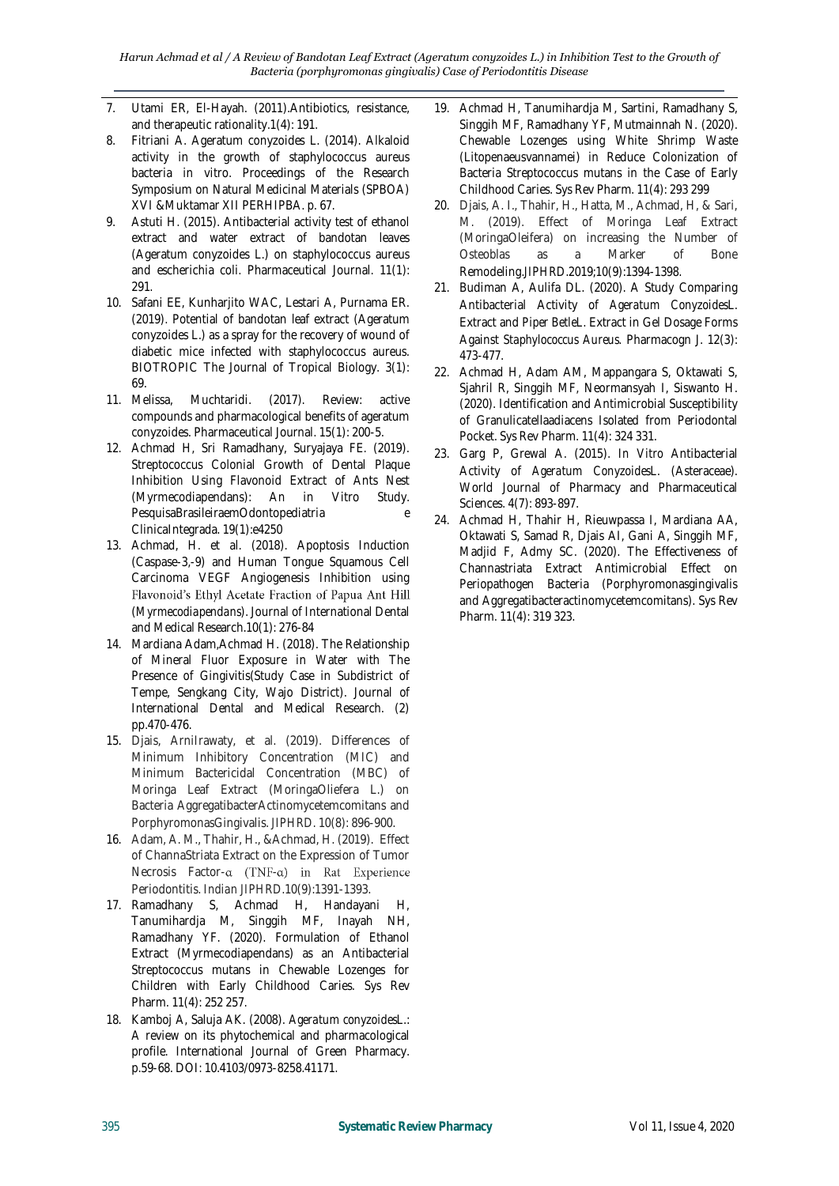7. Utami ER, El-Hayah. (2011).Antibiotics, resistance, and therapeutic rationality.1(4): 191.
8. Fitriani A. Ageratum conyzoides L. (2014). Alkaloid activity in the growth of staphylococcus aureus bacteria in vitro. Proceedings of the Research Symposium on Natural Medicinal Materials (SPBOA) XVI &Muktamar XII PERHIPBA. p. 67.
9. Astuti H. (2015). Antibacterial activity test of ethanol extract and water extract of bandotan leaves (Ageratum conyzoides L.) on staphylococcus aureus and escherichia coli. Pharmaceutical Journal. 11(1): 291.
10. Safani EE, Kunharjito WAC, Lestari A, Purnama ER. (2019). Potential of bandotan leaf extract (Ageratum conyzoides L.) as a spray for the recovery of wound of diabetic mice infected with staphylococcus aureus. BIOTROPIC The Journal of Tropical Biology. 3(1): 69.
11. Melissa, Muchtaridi. (2017). Review: active compounds and pharmacological benefits of ageratum conyzoides. Pharmaceutical Journal. 15(1): 200-5.
12. Achmad H, Sri Ramadhany, Suryajaya FE. (2019). Streptococcus Colonial Growth of Dental Plaque Inhibition Using Flavonoid Extract of Ants Nest (Myrmecodiapendans): An in Vitro Study. PesquisaBrasileiraemOdontopediatria e ClinicaIntegrada. 19(1):e4250
13. Achmad, H. et al. (2018). Apoptosis Induction (Caspase-3,-9) and Human Tongue Squamous Cell Carcinoma VEGF Angiogenesis Inhibition using Flavonoid's Ethyl Acetate Fraction of Papua Ant Hill (*Myrmecodiapendans*). Journal of International Dental and Medical Research.10(1): 276-84
14. Mardiana Adam,Achmad H. (2018). The Relationship of Mineral Fluor Exposure in Water with The Presence of Gingivitis(Study Case in Subdistrict of Tempe, Sengkang City, Wajo District). Journal of International Dental and Medical Research. (2) pp.470-476.
15. Djais, ArniIrawaty, et al. (2019). Differences of Minimum Inhibitory Concentration (MIC) and Minimum Bactericidal Concentration (MBC) of Moringa Leaf Extract (MoringaOliefera L.) on Bacteria AggregatibacterActinomycetemcomitans and PorphyromonasGingivalis. JIPHRD. 10(8): 896-900.
16. Adam, A. M., Thahir, H., &Achmad, H. (2019). Effect of ChannaStriata Extract on the Expression of Tumor Necrosis Factor-α (TNF-α) in Rat Experience Periodontitis. Indian JIPHRD.10(9):1391-1393.
17. Ramadhany S, Achmad H, Handayani H, Tanumihardja M, Singgih MF, Inayah NH, Ramadhany YF. (2020). Formulation of Ethanol Extract (Myrmecodiapendans) as an Antibacterial Streptococcus mutans in Chewable Lozenges for Children with Early Childhood Caries. Sys Rev Pharm. 11(4): 252 257.
18. Kamboj A, Saluja AK. (2008). *Ageratum conyzoidesL.*: A review on its phytochemical and pharmacological profile. International Journal of Green Pharmacy. p.59-68. DOI: 10.4103/0973-8258.41171.
19. Achmad H, Tanumihardja M, Sartini, Ramadhany S, Singgih MF, Ramadhany YF, Mutmainnah N. (2020). Chewable Lozenges using White Shrimp Waste (Litopenaeusvannamei) in Reduce Colonization of Bacteria Streptococcus mutans in the Case of Early Childhood Caries. Sys Rev Pharm. 11(4): 293 299
20. Djais, A. I., Thahir, H., Hatta, M., Achmad, H, & Sari, M. (2019). Effect of Moringa Leaf Extract (MoringaOleifera) on increasing the Number of Osteoblas as a Marker of Bone Remodeling.JIPHRD.2019;10(9):1394-1398.
21. Budiman A, Aulifa DL. (2020). A Study Comparing Antibacterial Activity of *Ageratum ConyzoidesL.* Extract and *Piper BetleL.* Extract in Gel Dosage Forms Against Staphylococcus Aureus. Pharmacogn J. 12(3): 473-477.
22. Achmad H, Adam AM, Mappangara S, Oktawati S, Sjahril R, Singgih MF, Neormansyah I, Siswanto H. (2020). Identification and Antimicrobial Susceptibility of Granulicatellaadiacens Isolated from Periodontal Pocket. Sys Rev Pharm. 11(4): 324 331.
23. Garg P, Grewal A. (2015). In Vitro Antibacterial Activity of *Ageratum ConyzoidesL.* (Asteraceae). World Journal of Pharmacy and Pharmaceutical Sciences. 4(7): 893-897.
24. Achmad H, Thahir H, Rieuwpassa I, Mardiana AA, Oktawati S, Samad R, Djais AI, Gani A, Singgih MF, Madjid F, Admy SC. (2020). The Effectiveness of Channastriata Extract Antimicrobial Effect on Periopathogen Bacteria (Porphyromonasgingivalis and Aggregatibacteractinomycetemcomitans). Sys Rev Pharm. 11(4): 319 323.